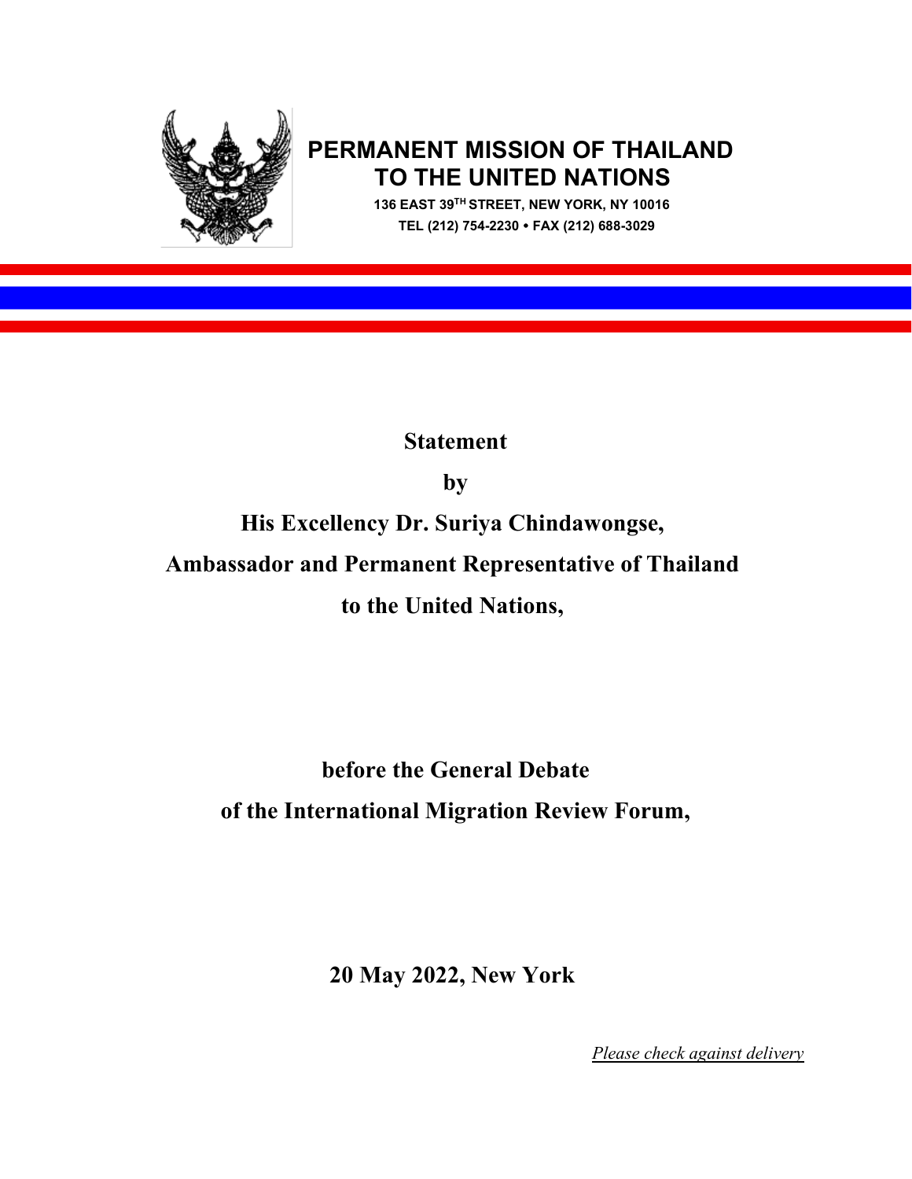**PERMANENT MISSION OF THAILAND TO THE UNITED NATIONS**

**136 EAST 39TH STREET, NEW YORK, NY 10016**

**TEL (212) 754-2230 • FAX (212) 688-3029**

**Statement**

**by**

**His Excellency Dr. Suriya Chindawongse,**

**Ambassador and Permanent Representative of Thailand**

**to the United Nations,**

**before the General Debate**

**of the International Migration Review Forum,**

**20 May 2022, New York**

*Please check against delivery*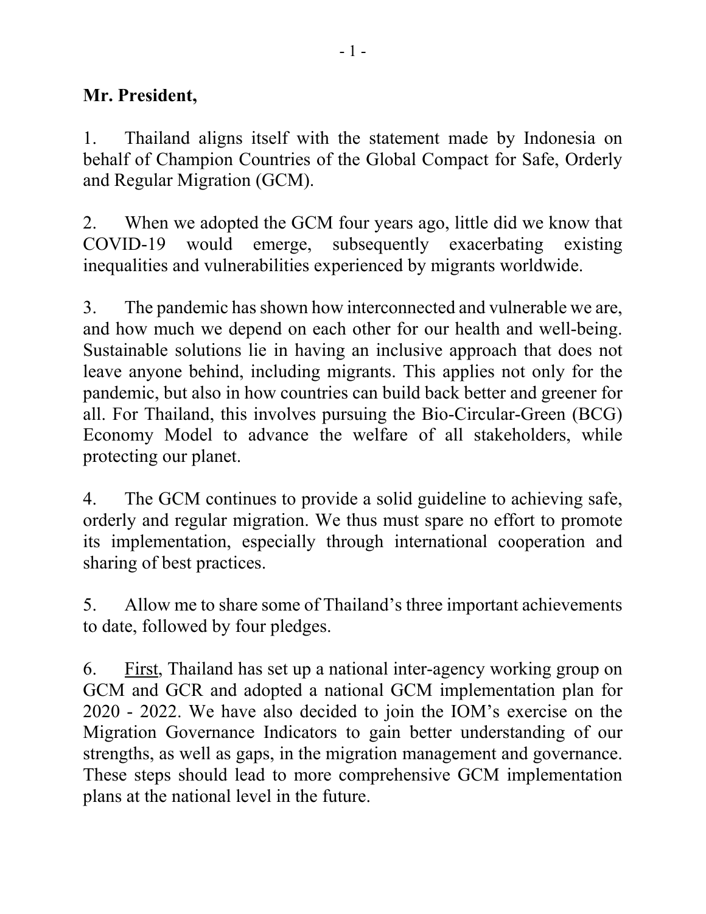**Mr. President,**

1. Thailand aligns itself with the statement made by Indonesia on behalf of Champion Countries of the Global Compact for Safe, Orderly and Regular Migration (GCM).

2. When we adopted the GCM four years ago, little did we know that COVID-19 would emerge, subsequently exacerbating existing inequalities and vulnerabilities experienced by migrants worldwide.

3. The pandemic has shown how interconnected and vulnerable we are, and how much we depend on each other for our health and well-being. Sustainable solutions lie in having an inclusive approach that does not leave anyone behind, including migrants. This applies not only for the pandemic, but also in how countries can build back better and greener for all. For Thailand, this involves pursuing the Bio-Circular-Green (BCG) Economy Model to advance the welfare of all stakeholders, while protecting our planet.

4. The GCM continues to provide a solid guideline to achieving safe, orderly and regular migration. We thus must spare no effort to promote its implementation, especially through international cooperation and sharing of best practices.

5. Allow me to share some of Thailand's three important achievements to date, followed by four pledges.

6. <u>First</u>, Thailand has set up a national inter-agency working group on GCM and GCR and adopted a national GCM implementation plan for 2020 - 2022. We have also decided to join the IOM's exercise on the Migration Governance Indicators to gain better understanding of our strengths, as well as gaps, in the migration management and governance. These steps should lead to more comprehensive GCM implementation plans at the national level in the future.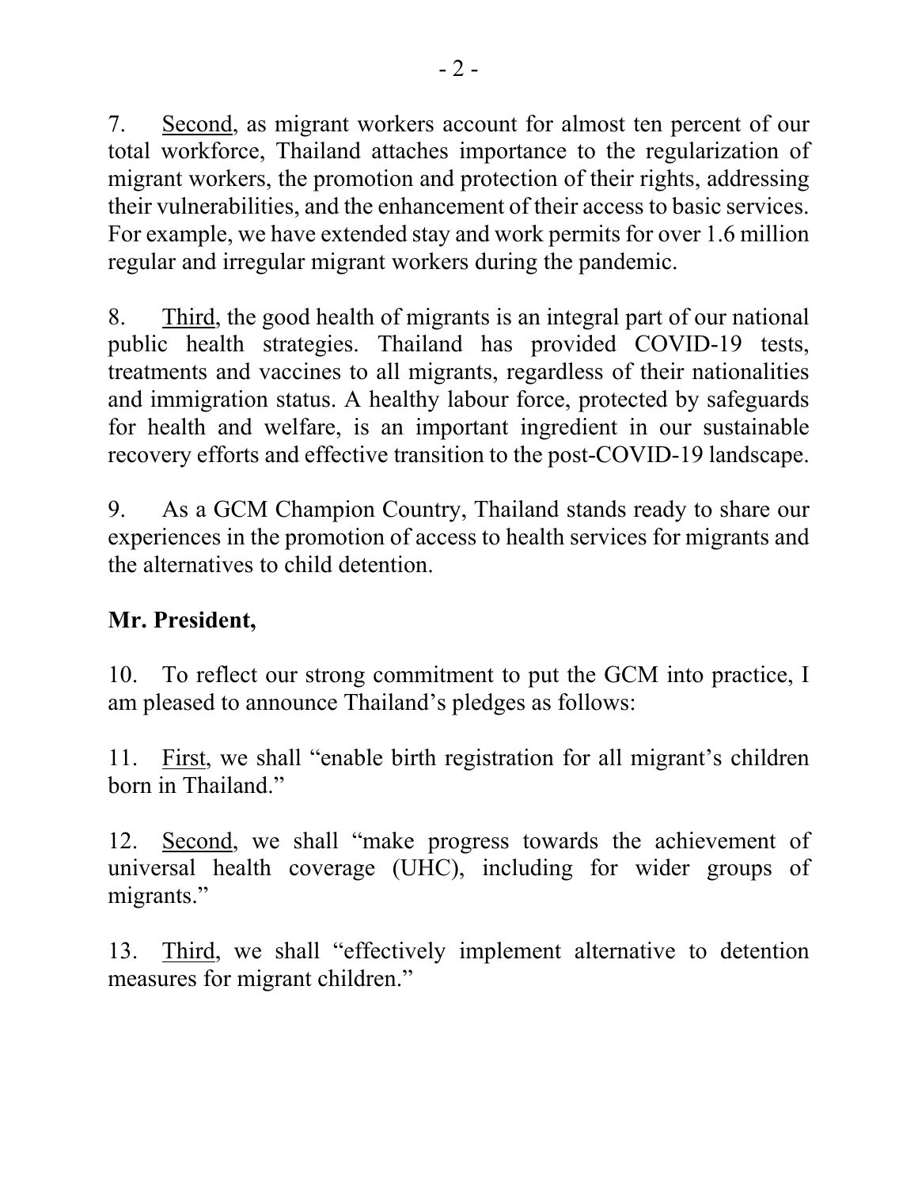7. <u>Second</u>, as migrant workers account for almost ten percent of our total workforce, Thailand attaches importance to the regularization of migrant workers, the promotion and protection of their rights, addressing their vulnerabilities, and the enhancement of their access to basic services. For example, we have extended stay and work permits for over 1.6 million regular and irregular migrant workers during the pandemic.

8. <u>Third</u>, the good health of migrants is an integral part of our national public health strategies. Thailand has provided COVID-19 tests, treatments and vaccines to all migrants, regardless of their nationalities and immigration status. A healthy labour force, protected by safeguards for health and welfare, is an important ingredient in our sustainable recovery efforts and effective transition to the post-COVID-19 landscape.

9. As a GCM Champion Country, Thailand stands ready to share our experiences in the promotion of access to health services for migrants and the alternatives to child detention.

**Mr. President,**

10. To reflect our strong commitment to put the GCM into practice, I am pleased to announce Thailand's pledges as follows:

11. <u>First</u>, we shall "enable birth registration for all migrant's children born in Thailand."

12. <u>Second</u>, we shall "make progress towards the achievement of universal health coverage (UHC), including for wider groups of migrants."

13. <u>Third</u>, we shall "effectively implement alternative to detention measures for migrant children."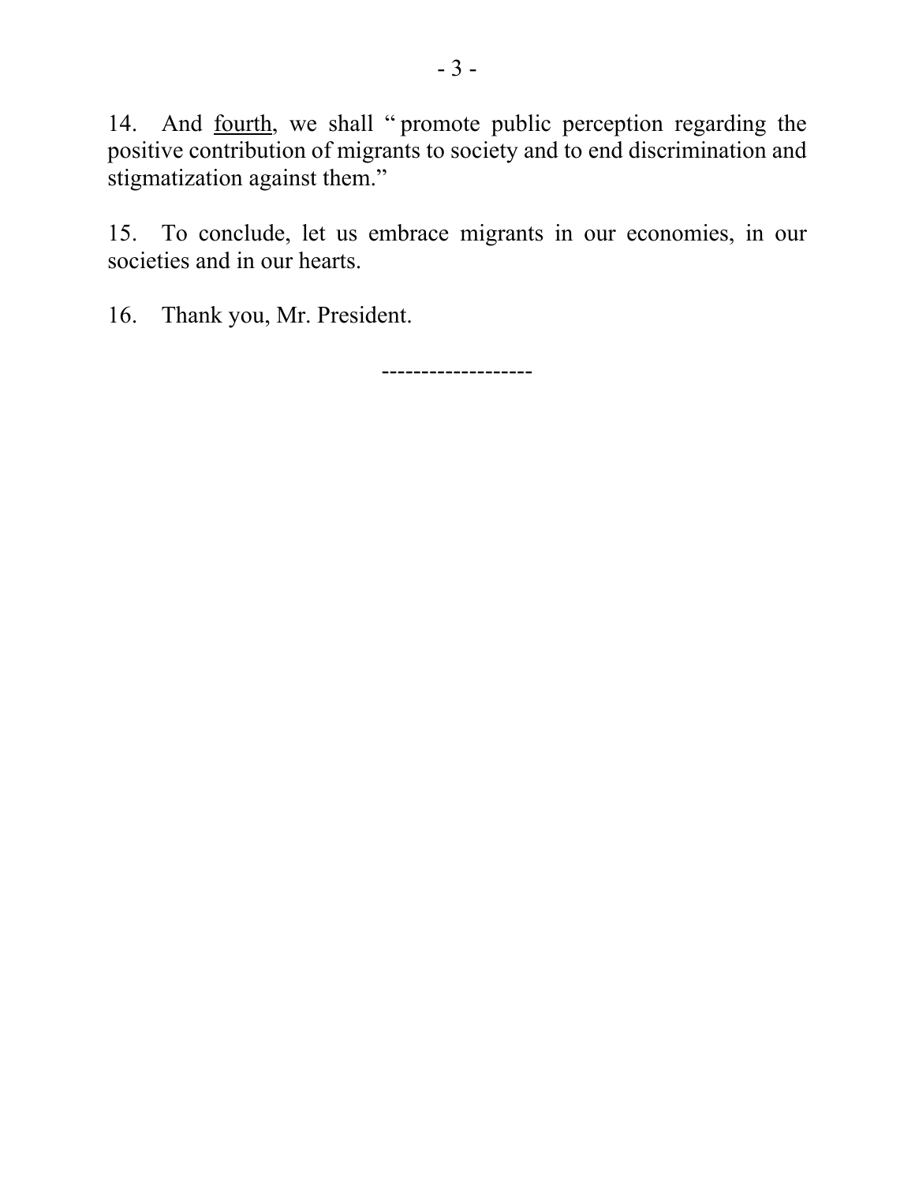14. And <u>fourth</u>, we shall "promote public perception regarding the positive contribution of migrants to society and to end discrimination and stigmatization against them."

15. To conclude, let us embrace migrants in our economies, in our societies and in our hearts.

16. Thank you, Mr. President.

-------------------